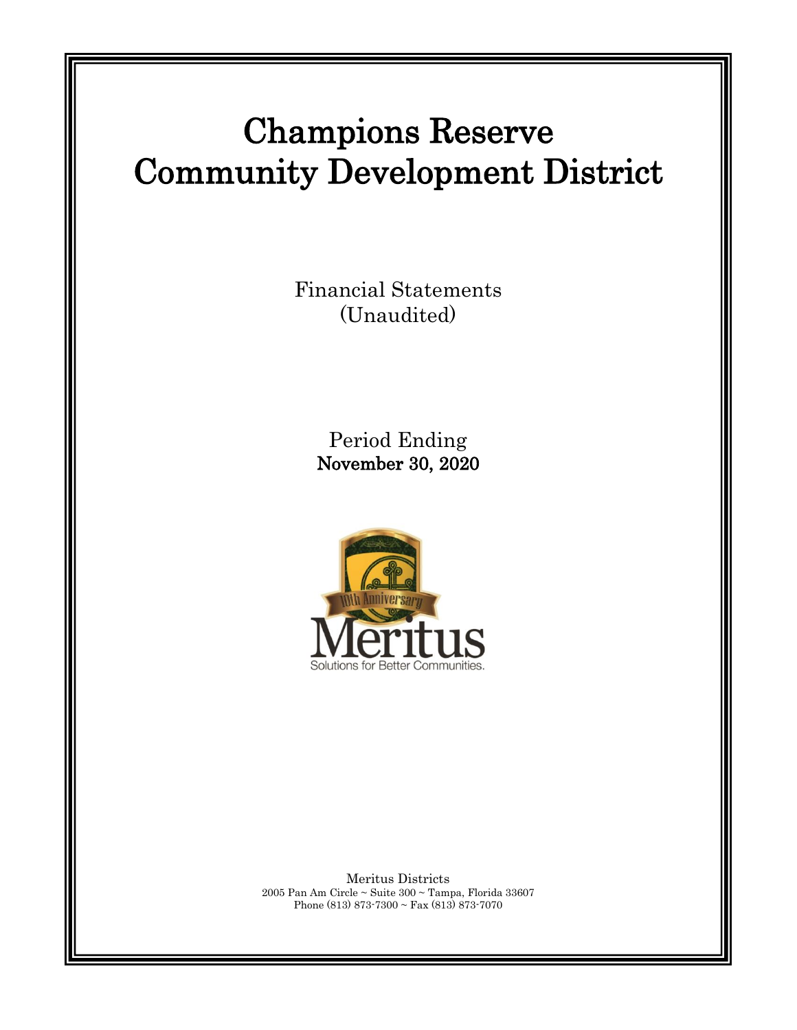# Champions Reserve Community Development District

Financial Statements
(Unaudited)

Period Ending
**November 30, 2020**

Meritus Districts
2005 Pan Am Circle ~ Suite 300 ~ Tampa, Florida 33607
Phone (813) 873-7300 ~ Fax (813) 873-7070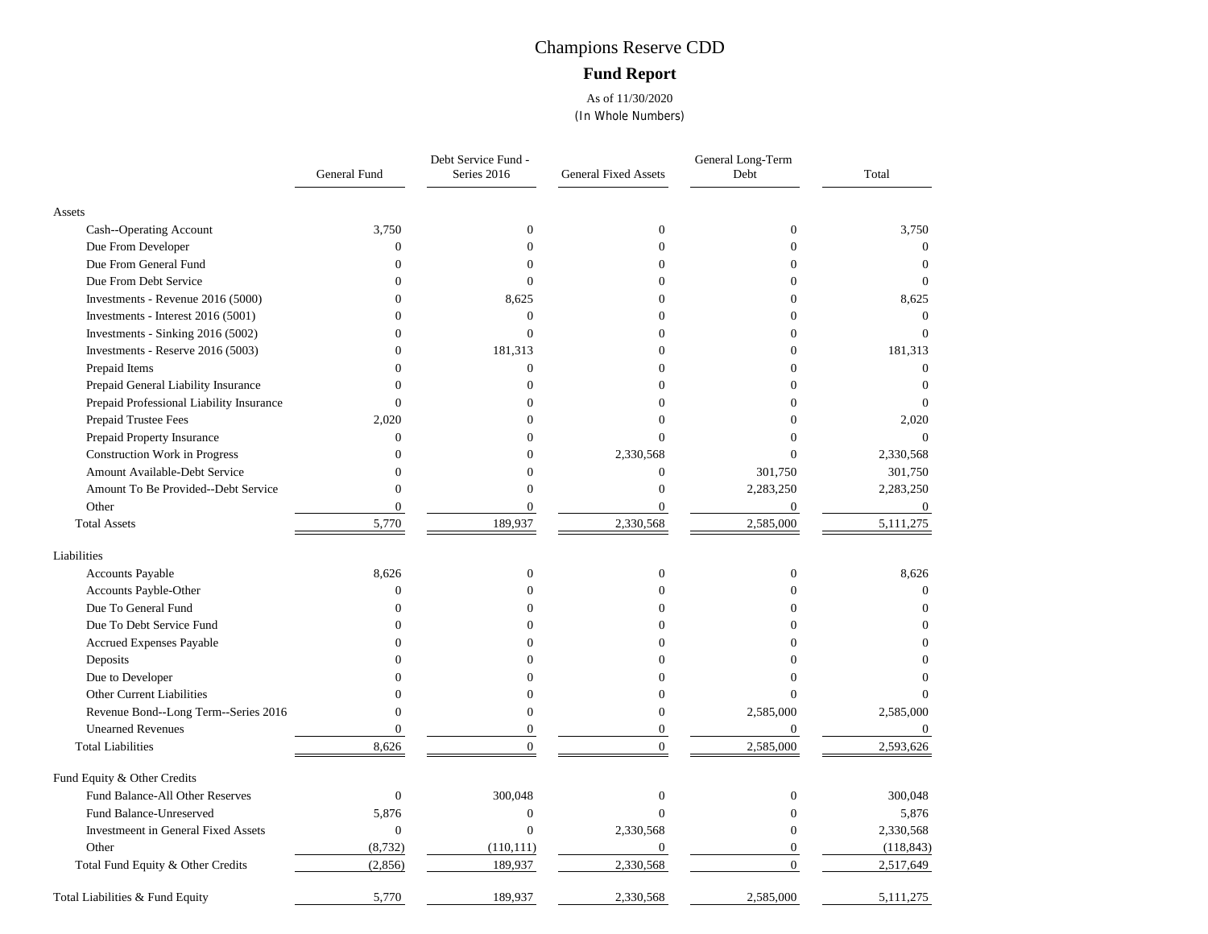# Champions Reserve CDD

## Fund Report

As of 11/30/2020

(In Whole Numbers)

| | General Fund | Debt Service Fund - Series 2016 | General Fixed Assets | General Long-Term Debt | Total |
|---|---|---|---|---|---|
| **Assets** | | | | | |
| Cash--Operating Account | 3,750 | 0 | 0 | 0 | 3,750 |
| Due From Developer | 0 | 0 | 0 | 0 | 0 |
| Due From General Fund | 0 | 0 | 0 | 0 | 0 |
| Due From Debt Service | 0 | 0 | 0 | 0 | 0 |
| Investments - Revenue 2016 (5000) | 0 | 8,625 | 0 | 0 | 8,625 |
| Investments - Interest 2016 (5001) | 0 | 0 | 0 | 0 | 0 |
| Investments - Sinking 2016 (5002) | 0 | 0 | 0 | 0 | 0 |
| Investments - Reserve 2016 (5003) | 0 | 181,313 | 0 | 0 | 181,313 |
| Prepaid Items | 0 | 0 | 0 | 0 | 0 |
| Prepaid General Liability Insurance | 0 | 0 | 0 | 0 | 0 |
| Prepaid Professional Liability Insurance | 0 | 0 | 0 | 0 | 0 |
| Prepaid Trustee Fees | 2,020 | 0 | 0 | 0 | 2,020 |
| Prepaid Property Insurance | 0 | 0 | 0 | 0 | 0 |
| Construction Work in Progress | 0 | 0 | 2,330,568 | 0 | 2,330,568 |
| Amount Available-Debt Service | 0 | 0 | 0 | 301,750 | 301,750 |
| Amount To Be Provided--Debt Service | 0 | 0 | 0 | 2,283,250 | 2,283,250 |
| Other | 0 | 0 | 0 | 0 | 0 |
| Total Assets | 5,770 | 189,937 | 2,330,568 | 2,585,000 | 5,111,275 |
| **Liabilities** | | | | | |
| Accounts Payable | 8,626 | 0 | 0 | 0 | 8,626 |
| Accounts Payble-Other | 0 | 0 | 0 | 0 | 0 |
| Due To General Fund | 0 | 0 | 0 | 0 | 0 |
| Due To Debt Service Fund | 0 | 0 | 0 | 0 | 0 |
| Accrued Expenses Payable | 0 | 0 | 0 | 0 | 0 |
| Deposits | 0 | 0 | 0 | 0 | 0 |
| Due to Developer | 0 | 0 | 0 | 0 | 0 |
| Other Current Liabilities | 0 | 0 | 0 | 0 | 0 |
| Revenue Bond--Long Term--Series 2016 | 0 | 0 | 0 | 2,585,000 | 2,585,000 |
| Unearned Revenues | 0 | 0 | 0 | 0 | 0 |
| Total Liabilities | 8,626 | 0 | 0 | 2,585,000 | 2,593,626 |
| **Fund Equity & Other Credits** | | | | | |
| Fund Balance-All Other Reserves | 0 | 300,048 | 0 | 0 | 300,048 |
| Fund Balance-Unreserved | 5,876 | 0 | 0 | 0 | 5,876 |
| Investmeent in General Fixed Assets | 0 | 0 | 2,330,568 | 0 | 2,330,568 |
| Other | (8,732) | (110,111) | 0 | 0 | (118,843) |
| Total Fund Equity & Other Credits | (2,856) | 189,937 | 2,330,568 | 0 | 2,517,649 |
| Total Liabilities & Fund Equity | 5,770 | 189,937 | 2,330,568 | 2,585,000 | 5,111,275 |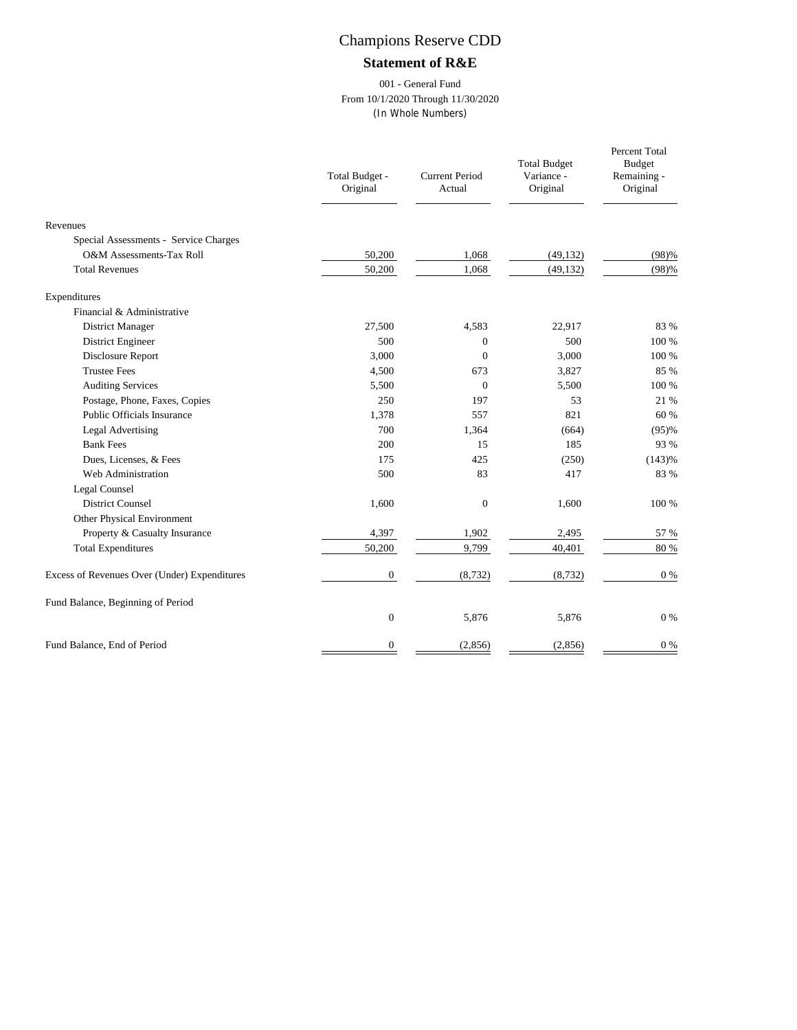# Champions Reserve CDD

## Statement of R&E

001 - General Fund
From 10/1/2020 Through 11/30/2020
(In Whole Numbers)

| | Total Budget - Original | Current Period Actual | Total Budget Variance - Original | Percent Total Budget Remaining - Original |
|---|---|---|---|---|
| **Revenues** | | | | |
| Special Assessments - Service Charges | | | | |
| O&M Assessments-Tax Roll | 50,200 | 1,068 | (49,132) | (98)% |
| Total Revenues | 50,200 | 1,068 | (49,132) | (98)% |
| **Expenditures** | | | | |
| Financial & Administrative | | | | |
| District Manager | 27,500 | 4,583 | 22,917 | 83 % |
| District Engineer | 500 | 0 | 500 | 100 % |
| Disclosure Report | 3,000 | 0 | 3,000 | 100 % |
| Trustee Fees | 4,500 | 673 | 3,827 | 85 % |
| Auditing Services | 5,500 | 0 | 5,500 | 100 % |
| Postage, Phone, Faxes, Copies | 250 | 197 | 53 | 21 % |
| Public Officials Insurance | 1,378 | 557 | 821 | 60 % |
| Legal Advertising | 700 | 1,364 | (664) | (95)% |
| Bank Fees | 200 | 15 | 185 | 93 % |
| Dues, Licenses, & Fees | 175 | 425 | (250) | (143)% |
| Web Administration | 500 | 83 | 417 | 83 % |
| Legal Counsel | | | | |
| District Counsel | 1,600 | 0 | 1,600 | 100 % |
| Other Physical Environment | | | | |
| Property & Casualty Insurance | 4,397 | 1,902 | 2,495 | 57 % |
| Total Expenditures | 50,200 | 9,799 | 40,401 | 80 % |
| Excess of Revenues Over (Under) Expenditures | 0 | (8,732) | (8,732) | 0 % |
| Fund Balance, Beginning of Period | 0 | 5,876 | 5,876 | 0 % |
| Fund Balance, End of Period | 0 | (2,856) | (2,856) | 0 % |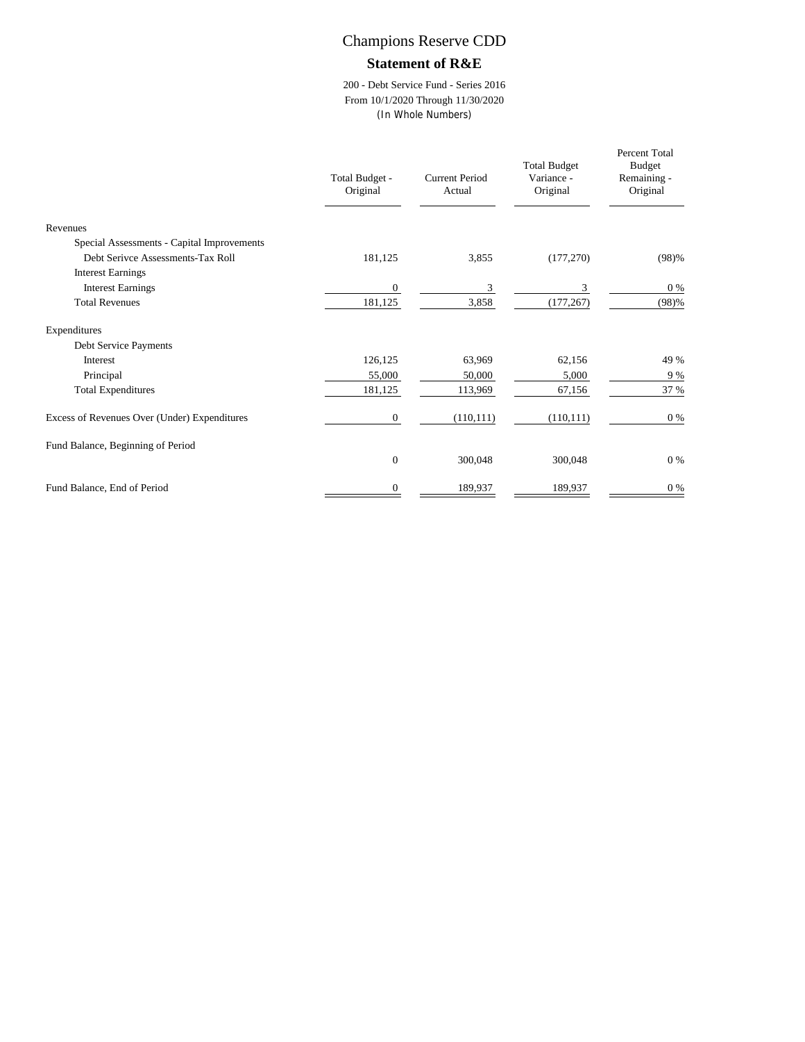# Champions Reserve CDD

## Statement of R&E

200 - Debt Service Fund - Series 2016
From 10/1/2020 Through 11/30/2020
(In Whole Numbers)

| | Total Budget - Original | Current Period Actual | Total Budget Variance - Original | Percent Total Budget Remaining - Original |
|---|---|---|---|---|
| Revenues | | | | |
| Special Assessments - Capital Improvements | | | | |
| Debt Serivce Assessments-Tax Roll | 181,125 | 3,855 | (177,270) | (98)% |
| Interest Earnings | | | | |
| Interest Earnings | 0 | 3 | 3 | 0 % |
| Total Revenues | 181,125 | 3,858 | (177,267) | (98)% |
| Expenditures | | | | |
| Debt Service Payments | | | | |
| Interest | 126,125 | 63,969 | 62,156 | 49 % |
| Principal | 55,000 | 50,000 | 5,000 | 9 % |
| Total Expenditures | 181,125 | 113,969 | 67,156 | 37 % |
| Excess of Revenues Over (Under) Expenditures | 0 | (110,111) | (110,111) | 0 % |
| Fund Balance, Beginning of Period | | | | |
| | 0 | 300,048 | 300,048 | 0 % |
| Fund Balance, End of Period | 0 | 189,937 | 189,937 | 0 % |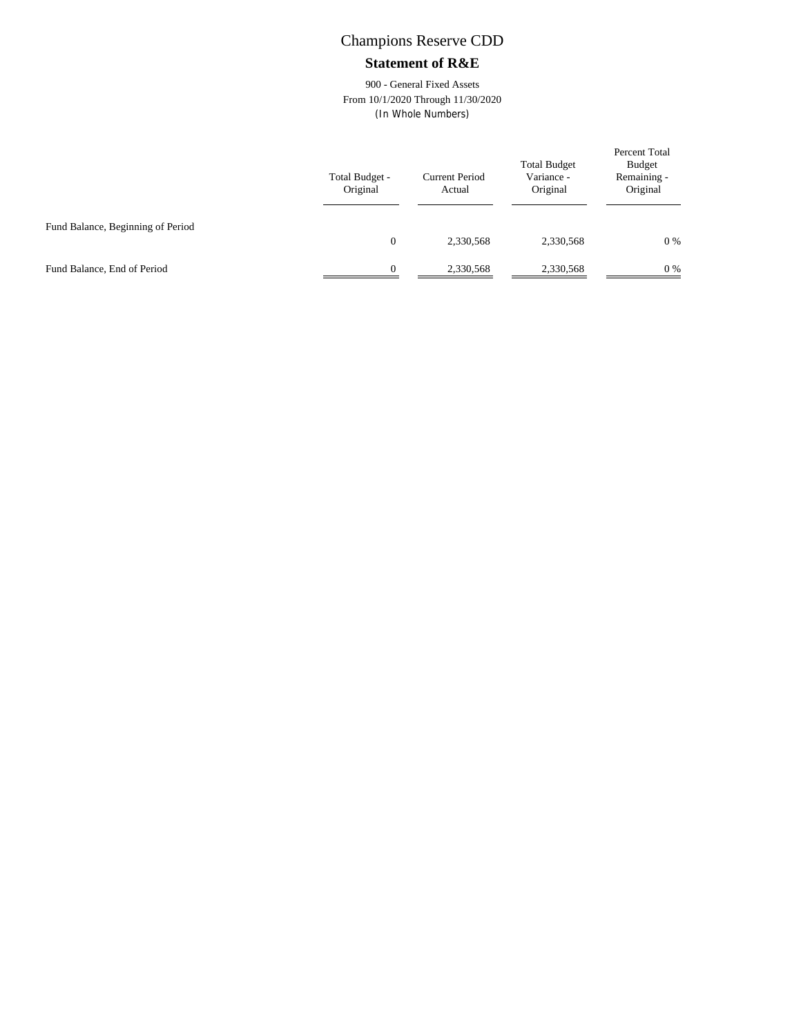# Champions Reserve CDD

## Statement of R&E

900 - General Fixed Assets
From 10/1/2020 Through 11/30/2020
(In Whole Numbers)

| | Total Budget - Original | Current Period Actual | Total Budget Variance - Original | Percent Total Budget Remaining - Original |
|---|---|---|---|---|
| Fund Balance, Beginning of Period | 0 | 2,330,568 | 2,330,568 | 0 % |
| Fund Balance, End of Period | 0 | 2,330,568 | 2,330,568 | 0 % |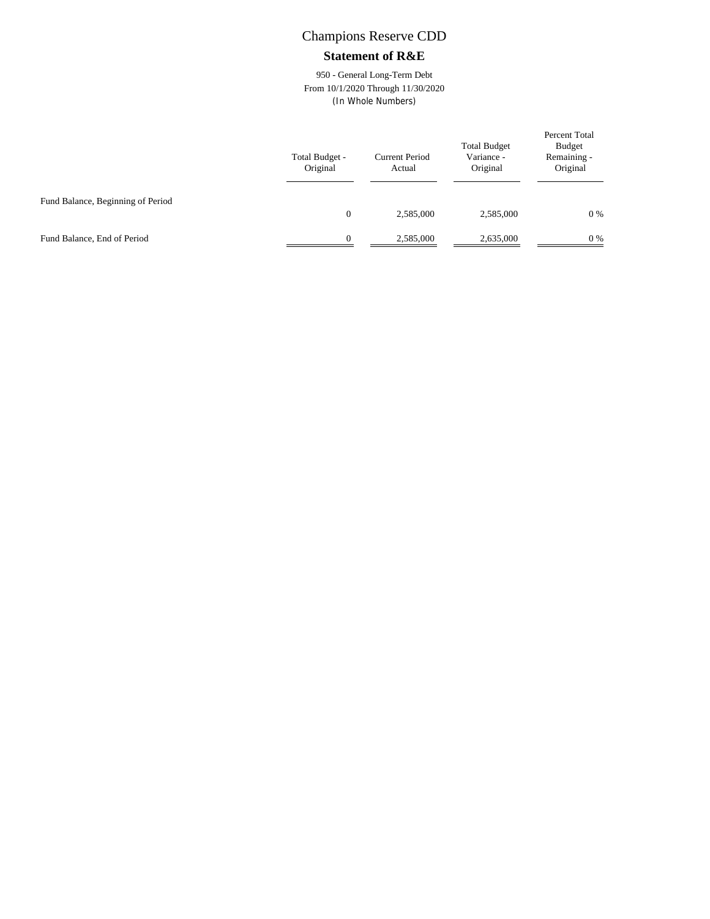# Champions Reserve CDD

## Statement of R&E

950 - General Long-Term Debt
From 10/1/2020 Through 11/30/2020
(In Whole Numbers)

| | Total Budget - Original | Current Period Actual | Total Budget Variance - Original | Percent Total Budget Remaining - Original |
|---|---|---|---|---|
| Fund Balance, Beginning of Period | 0 | 2,585,000 | 2,585,000 | 0 % |
| Fund Balance, End of Period | 0 | 2,585,000 | 2,635,000 | 0 % |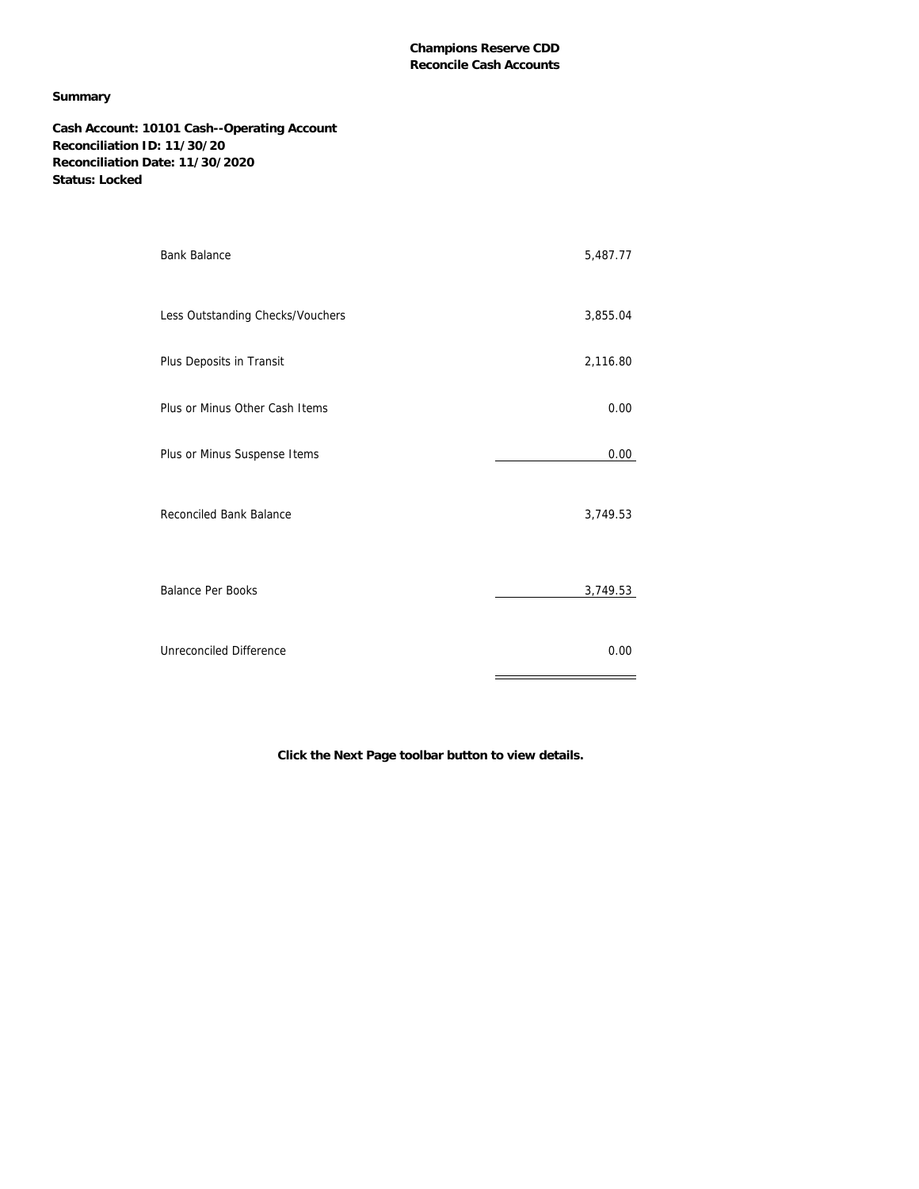**Champions Reserve CDD**
**Reconcile Cash Accounts**

**Summary**

**Cash Account: 10101 Cash--Operating Account**
**Reconciliation ID: 11/30/20**
**Reconciliation Date: 11/30/2020**
**Status: Locked**

| | |
|---|---:|
| Bank Balance | 5,487.77 |
| Less Outstanding Checks/Vouchers | 3,855.04 |
| Plus Deposits in Transit | 2,116.80 |
| Plus or Minus Other Cash Items | 0.00 |
| Plus or Minus Suspense Items | 0.00 |
| Reconciled Bank Balance | 3,749.53 |
| Balance Per Books | 3,749.53 |
| Unreconciled Difference | 0.00 |

**Click the Next Page toolbar button to view details.**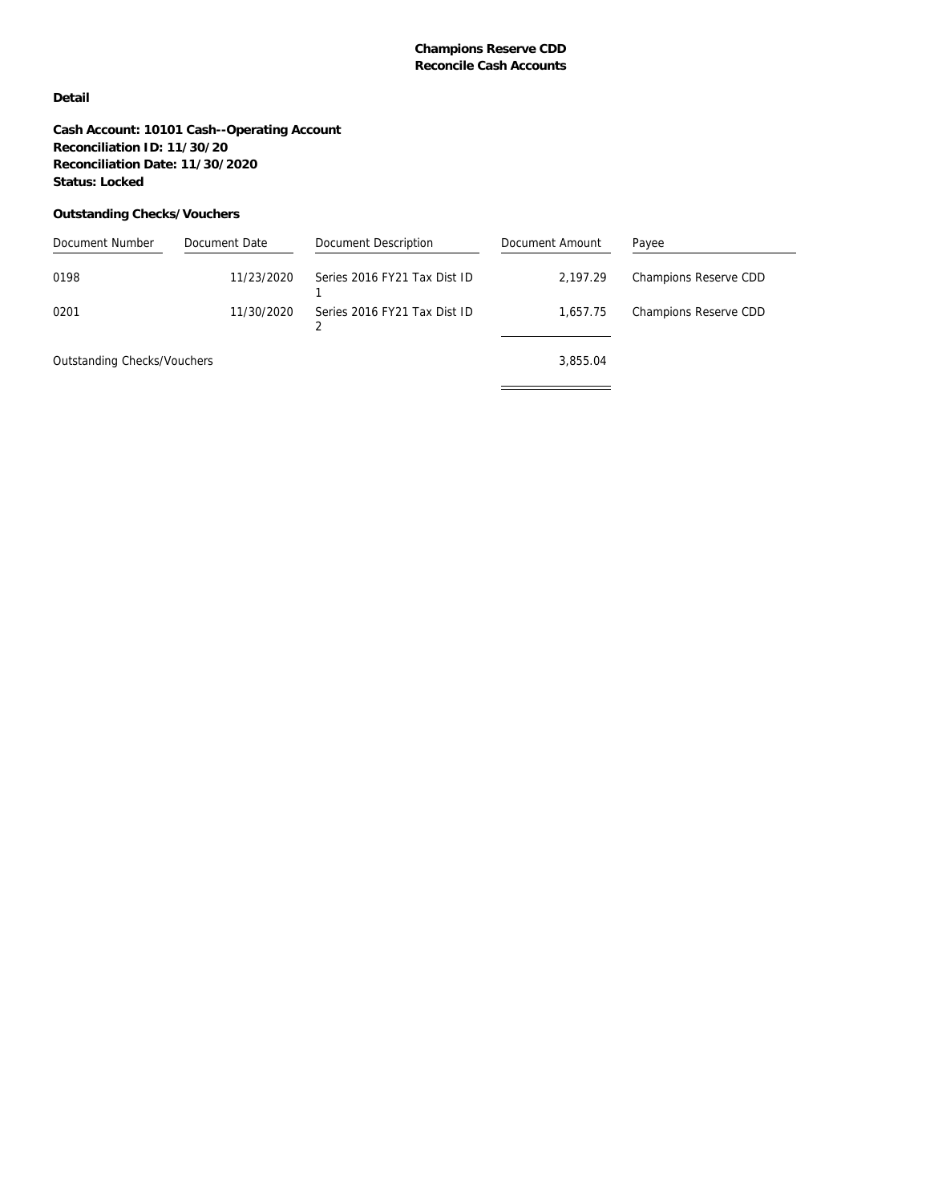**Champions Reserve CDD**
**Reconcile Cash Accounts**

**Detail**

**Cash Account: 10101 Cash--Operating Account**
**Reconciliation ID: 11/30/20**
**Reconciliation Date: 11/30/2020**
**Status: Locked**

**Outstanding Checks/Vouchers**

| Document Number | Document Date | Document Description | Document Amount | Payee |
|---|---|---|---|---|
| 0198 | 11/23/2020 | Series 2016 FY21 Tax Dist ID 1 | 2,197.29 | Champions Reserve CDD |
| 0201 | 11/30/2020 | Series 2016 FY21 Tax Dist ID 2 | 1,657.75 | Champions Reserve CDD |
| Outstanding Checks/Vouchers | | | 3,855.04 | |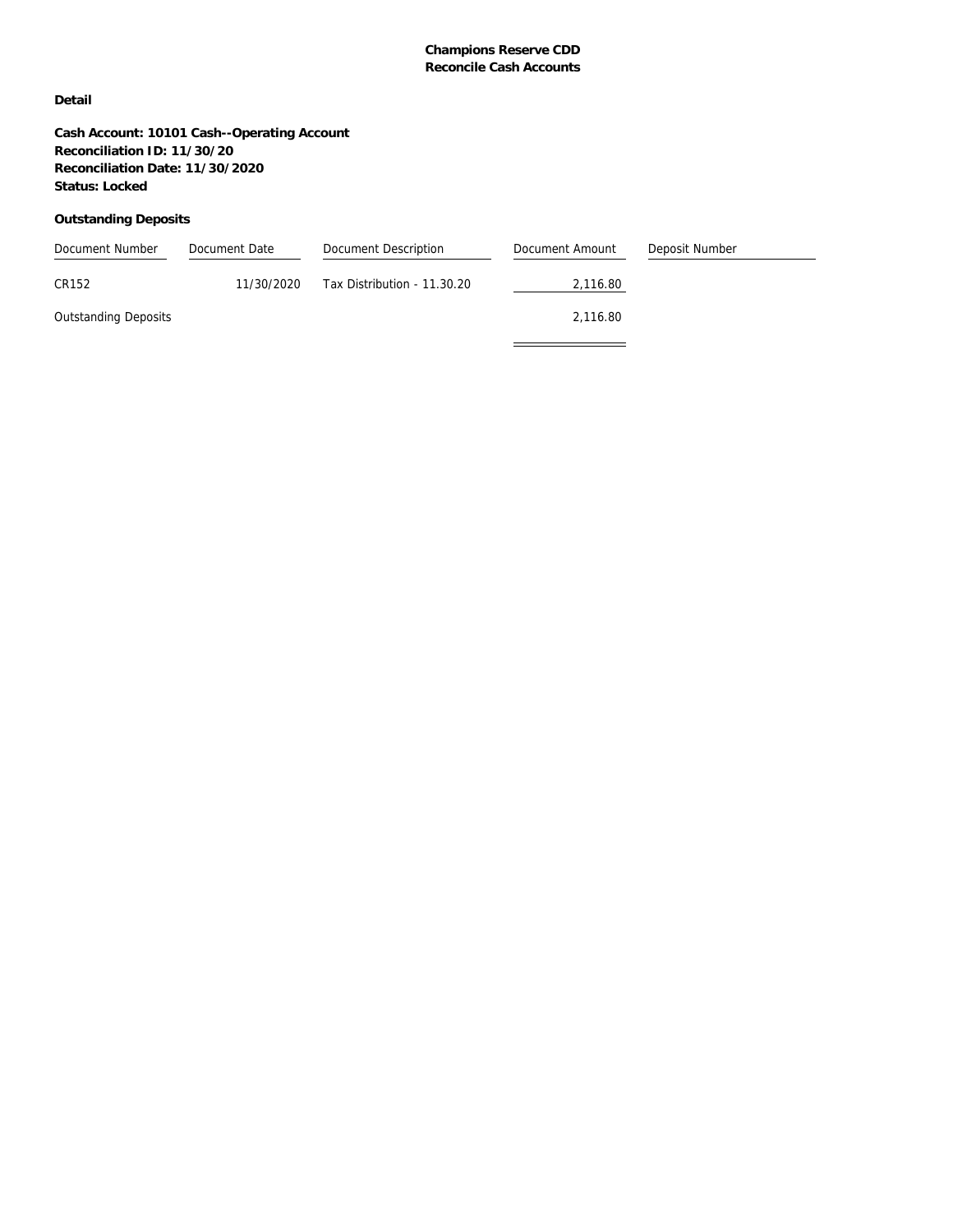**Champions Reserve CDD**
**Reconcile Cash Accounts**

**Detail**

**Cash Account: 10101 Cash--Operating Account**
**Reconciliation ID: 11/30/20**
**Reconciliation Date: 11/30/2020**
**Status: Locked**

**Outstanding Deposits**

| Document Number | Document Date | Document Description | Document Amount | Deposit Number |
|---|---|---|---|---|
| CR152 | 11/30/2020 | Tax Distribution - 11.30.20 | 2,116.80 | |
| Outstanding Deposits | | | 2,116.80 | |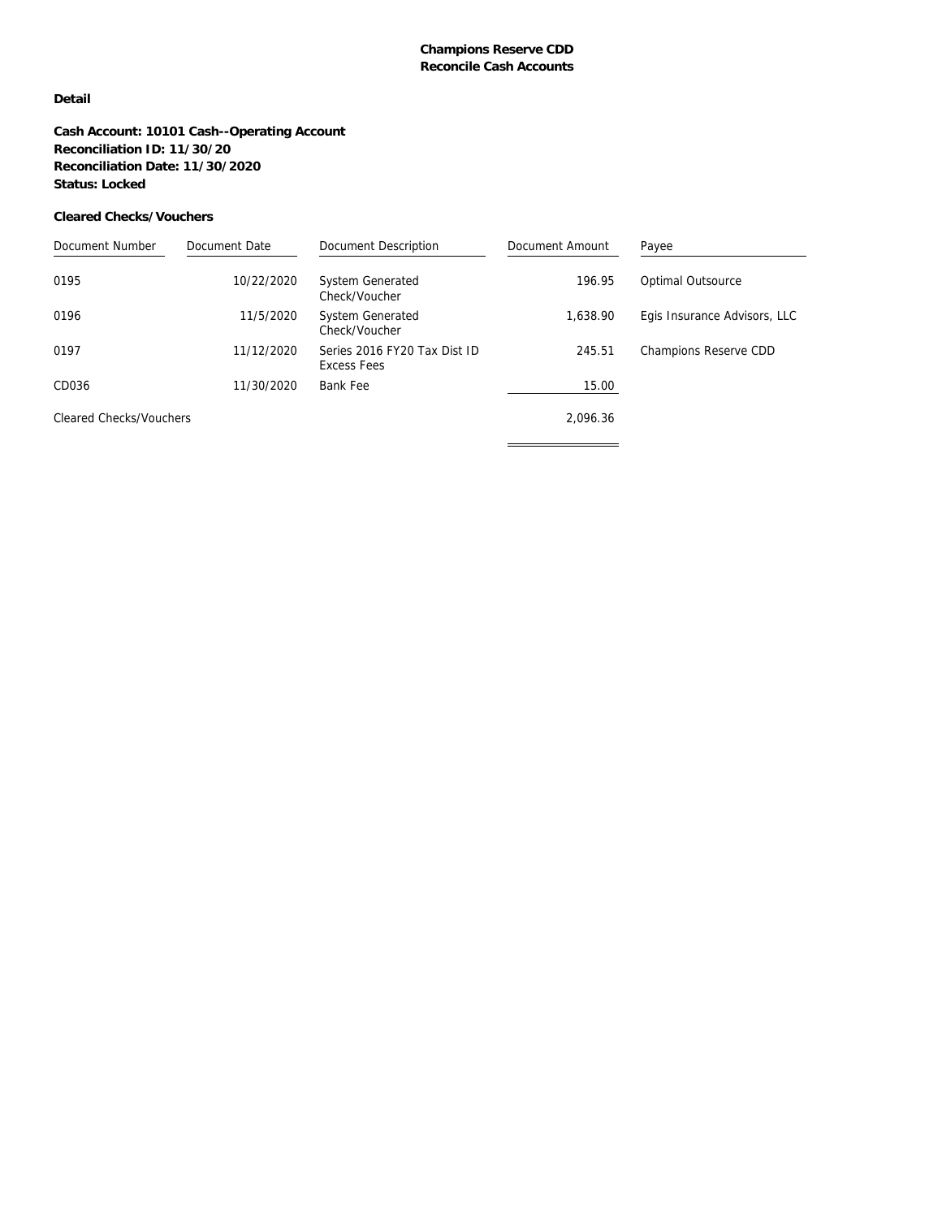**Champions Reserve CDD**
**Reconcile Cash Accounts**

**Detail**

**Cash Account: 10101 Cash--Operating Account**
**Reconciliation ID: 11/30/20**
**Reconciliation Date: 11/30/2020**
**Status: Locked**

**Cleared Checks/Vouchers**

| Document Number | Document Date | Document Description | Document Amount | Payee |
|---|---|---|---|---|
| 0195 | 10/22/2020 | System Generated Check/Voucher | 196.95 | Optimal Outsource |
| 0196 | 11/5/2020 | System Generated Check/Voucher | 1,638.90 | Egis Insurance Advisors, LLC |
| 0197 | 11/12/2020 | Series 2016 FY20 Tax Dist ID Excess Fees | 245.51 | Champions Reserve CDD |
| CD036 | 11/30/2020 | Bank Fee | 15.00 | |
| Cleared Checks/Vouchers | | | 2,096.36 | |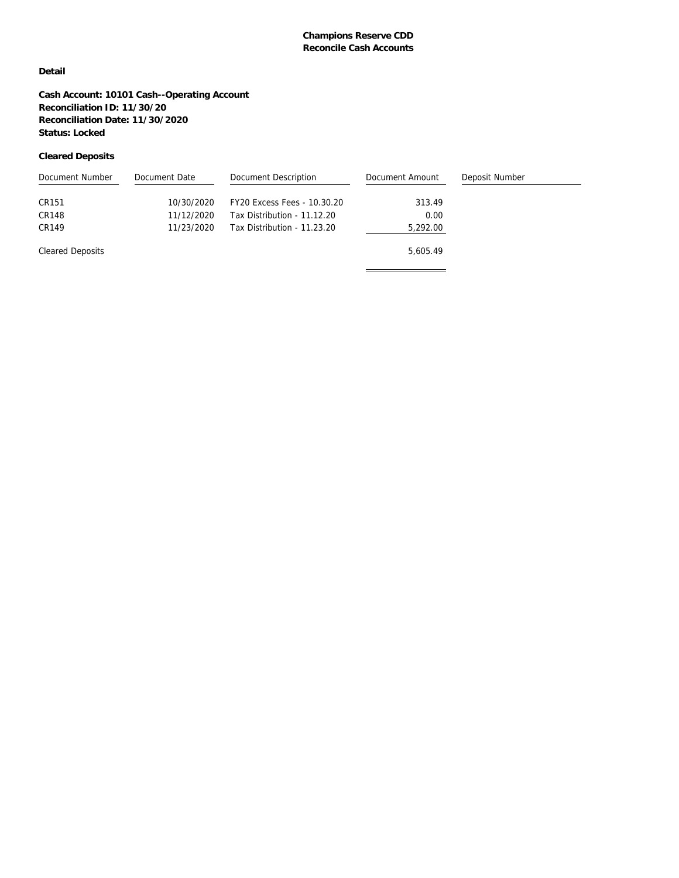**Champions Reserve CDD**
**Reconcile Cash Accounts**

**Detail**

**Cash Account: 10101 Cash--Operating Account**
**Reconciliation ID: 11/30/20**
**Reconciliation Date: 11/30/2020**
**Status: Locked**

**Cleared Deposits**

| Document Number | Document Date | Document Description | Document Amount | Deposit Number |
|---|---|---|---|---|
| CR151 | 10/30/2020 | FY20 Excess Fees - 10.30.20 | 313.49 | |
| CR148 | 11/12/2020 | Tax Distribution - 11.12.20 | 0.00 | |
| CR149 | 11/23/2020 | Tax Distribution - 11.23.20 | 5,292.00 | |
| Cleared Deposits | | | 5,605.49 | |